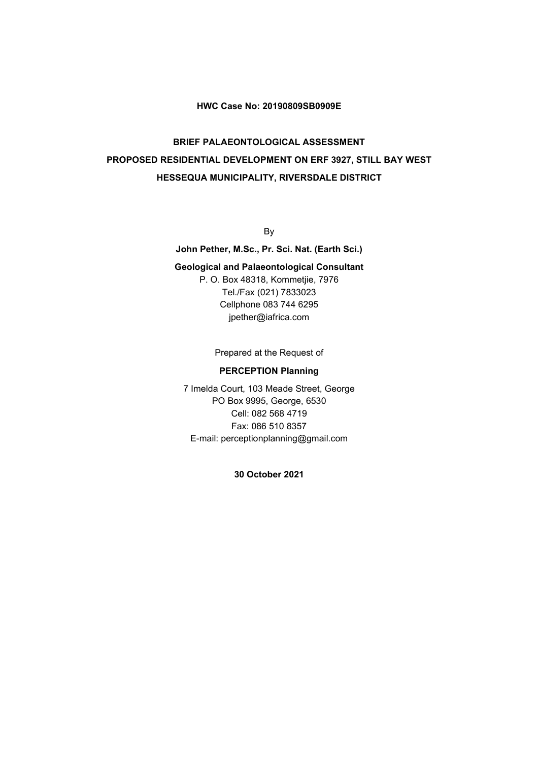**HWC Case No: 20190809SB0909E**

# BRIEF PALAEONTOLOGICAL ASSESSMENT
# PROPOSED RESIDENTIAL DEVELOPMENT ON ERF 3927, STILL BAY WEST
# HESSEQUA MUNICIPALITY, RIVERSDALE DISTRICT

By

**John Pether, M.Sc., Pr. Sci. Nat. (Earth Sci.)**

**Geological and Palaeontological Consultant**

P. O. Box 48318, Kommetjie, 7976
Tel./Fax (021) 7833023
Cellphone 083 744 6295
jpether@iafrica.com

Prepared at the Request of

**PERCEPTION Planning**

7 Imelda Court, 103 Meade Street, George
PO Box 9995, George, 6530
Cell: 082 568 4719
Fax: 086 510 8357
E-mail: perceptionplanning@gmail.com

**30 October 2021**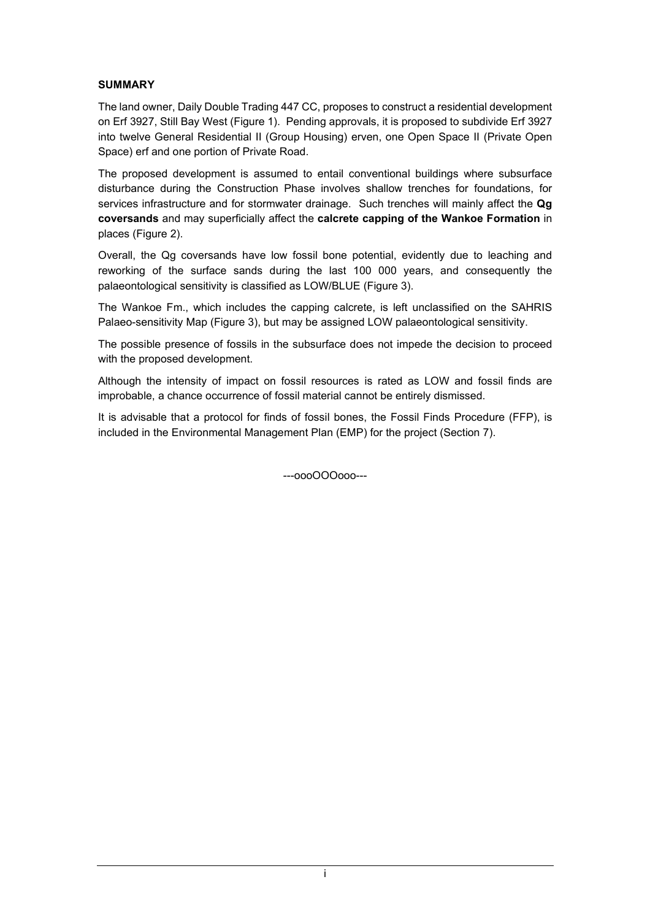**SUMMARY**

The land owner, Daily Double Trading 447 CC, proposes to construct a residential development on Erf 3927, Still Bay West (Figure 1). Pending approvals, it is proposed to subdivide Erf 3927 into twelve General Residential II (Group Housing) erven, one Open Space II (Private Open Space) erf and one portion of Private Road.

The proposed development is assumed to entail conventional buildings where subsurface disturbance during the Construction Phase involves shallow trenches for foundations, for services infrastructure and for stormwater drainage. Such trenches will mainly affect the **Qg coversands** and may superficially affect the **calcrete capping of the Wankoe Formation** in places (Figure 2).

Overall, the Qg coversands have low fossil bone potential, evidently due to leaching and reworking of the surface sands during the last 100 000 years, and consequently the palaeontological sensitivity is classified as LOW/BLUE (Figure 3).

The Wankoe Fm., which includes the capping calcrete, is left unclassified on the SAHRIS Palaeo-sensitivity Map (Figure 3), but may be assigned LOW palaeontological sensitivity.

The possible presence of fossils in the subsurface does not impede the decision to proceed with the proposed development.

Although the intensity of impact on fossil resources is rated as LOW and fossil finds are improbable, a chance occurrence of fossil material cannot be entirely dismissed.

It is advisable that a protocol for finds of fossil bones, the Fossil Finds Procedure (FFP), is included in the Environmental Management Plan (EMP) for the project (Section 7).

---oooOOOooo---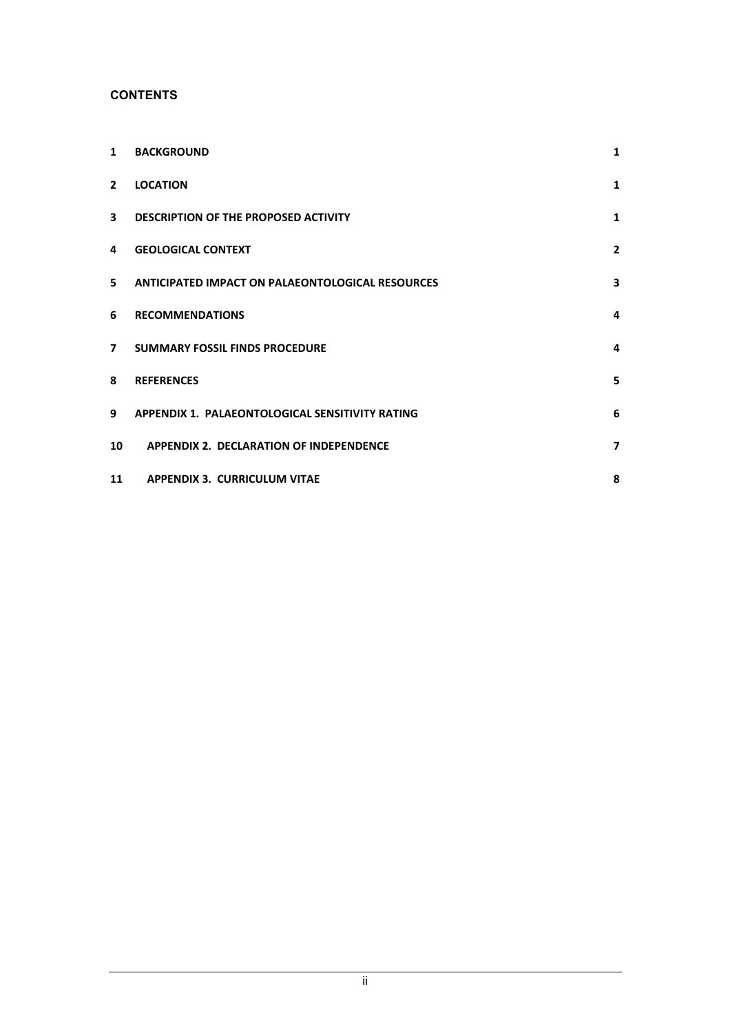**CONTENTS**

| | | |
|---|---|---|
| 1 | BACKGROUND | 1 |
| 2 | LOCATION | 1 |
| 3 | DESCRIPTION OF THE PROPOSED ACTIVITY | 1 |
| 4 | GEOLOGICAL CONTEXT | 2 |
| 5 | ANTICIPATED IMPACT ON PALAEONTOLOGICAL RESOURCES | 3 |
| 6 | RECOMMENDATIONS | 4 |
| 7 | SUMMARY FOSSIL FINDS PROCEDURE | 4 |
| 8 | REFERENCES | 5 |
| 9 | APPENDIX 1. PALAEONTOLOGICAL SENSITIVITY RATING | 6 |
| 10 | APPENDIX 2. DECLARATION OF INDEPENDENCE | 7 |
| 11 | APPENDIX 3. CURRICULUM VITAE | 8 |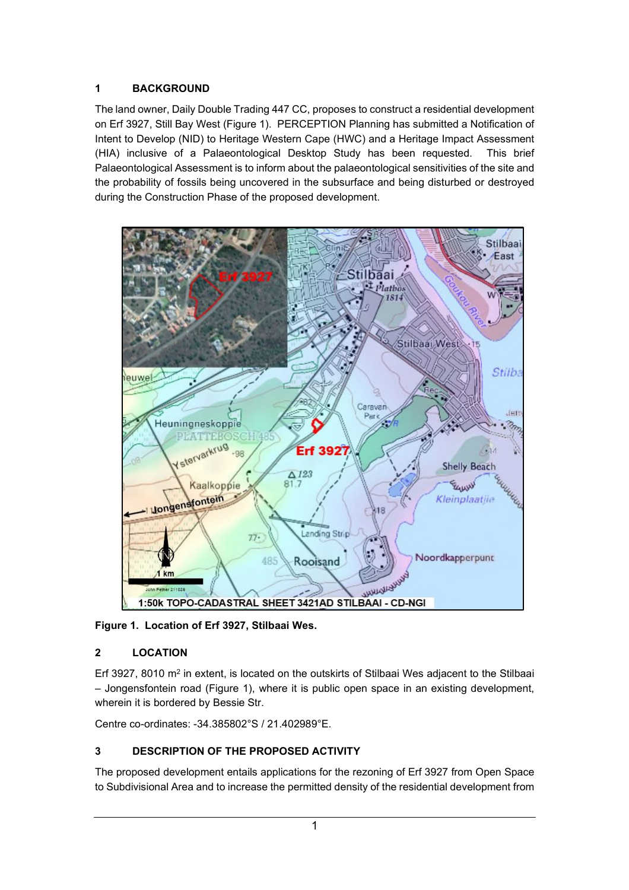## 1 BACKGROUND

The land owner, Daily Double Trading 447 CC, proposes to construct a residential development on Erf 3927, Still Bay West (Figure 1). PERCEPTION Planning has submitted a Notification of Intent to Develop (NID) to Heritage Western Cape (HWC) and a Heritage Impact Assessment (HIA) inclusive of a Palaeontological Desktop Study has been requested. This brief Palaeontological Assessment is to inform about the palaeontological sensitivities of the site and the probability of fossils being uncovered in the subsurface and being disturbed or destroyed during the Construction Phase of the proposed development.

**Figure 1. Location of Erf 3927, Stilbaai Wes.**

## 2 LOCATION

Erf 3927, 8010 m² in extent, is located on the outskirts of Stilbaai Wes adjacent to the Stilbaai – Jongensfontein road (Figure 1), where it is public open space in an existing development, wherein it is bordered by Bessie Str.

Centre co-ordinates: -34.385802°S / 21.402989°E.

## 3 DESCRIPTION OF THE PROPOSED ACTIVITY

The proposed development entails applications for the rezoning of Erf 3927 from Open Space to Subdivisional Area and to increase the permitted density of the residential development from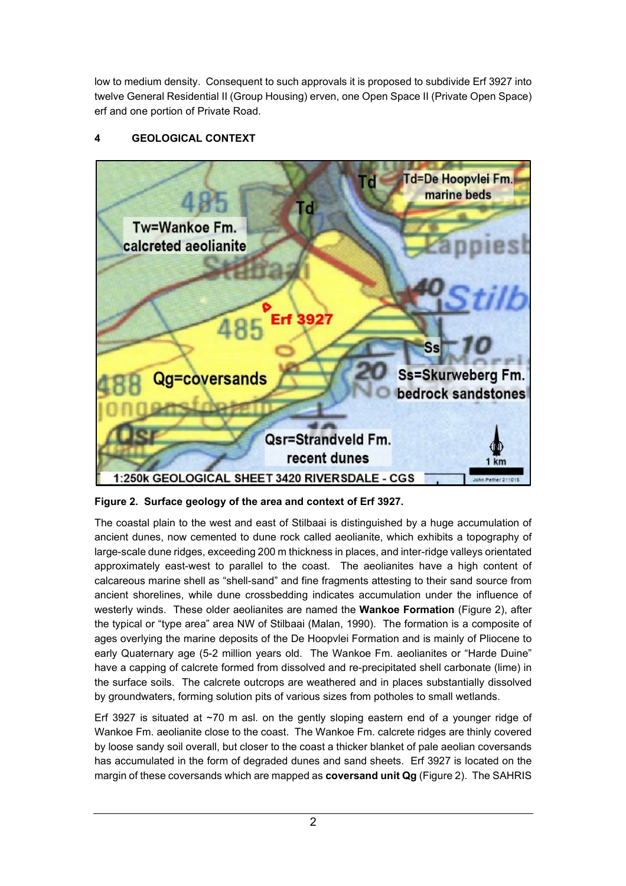low to medium density. Consequent to such approvals it is proposed to subdivide Erf 3927 into twelve General Residential II (Group Housing) erven, one Open Space II (Private Open Space) erf and one portion of Private Road.

## 4 GEOLOGICAL CONTEXT

**Figure 2. Surface geology of the area and context of Erf 3927.**

The coastal plain to the west and east of Stilbaai is distinguished by a huge accumulation of ancient dunes, now cemented to dune rock called aeolianite, which exhibits a topography of large-scale dune ridges, exceeding 200 m thickness in places, and inter-ridge valleys orientated approximately east-west to parallel to the coast. The aeolianites have a high content of calcareous marine shell as "shell-sand" and fine fragments attesting to their sand source from ancient shorelines, while dune crossbedding indicates accumulation under the influence of westerly winds. These older aeolianites are named the **Wankoe Formation** (Figure 2), after the typical or "type area" area NW of Stilbaai (Malan, 1990). The formation is a composite of ages overlying the marine deposits of the De Hoopvlei Formation and is mainly of Pliocene to early Quaternary age (5-2 million years old. The Wankoe Fm. aeolianites or "Harde Duine" have a capping of calcrete formed from dissolved and re-precipitated shell carbonate (lime) in the surface soils. The calcrete outcrops are weathered and in places substantially dissolved by groundwaters, forming solution pits of various sizes from potholes to small wetlands.

Erf 3927 is situated at ~70 m asl. on the gently sloping eastern end of a younger ridge of Wankoe Fm. aeolianite close to the coast. The Wankoe Fm. calcrete ridges are thinly covered by loose sandy soil overall, but closer to the coast a thicker blanket of pale aeolian coversands has accumulated in the form of degraded dunes and sand sheets. Erf 3927 is located on the margin of these coversands which are mapped as **coversand unit Qg** (Figure 2). The SAHRIS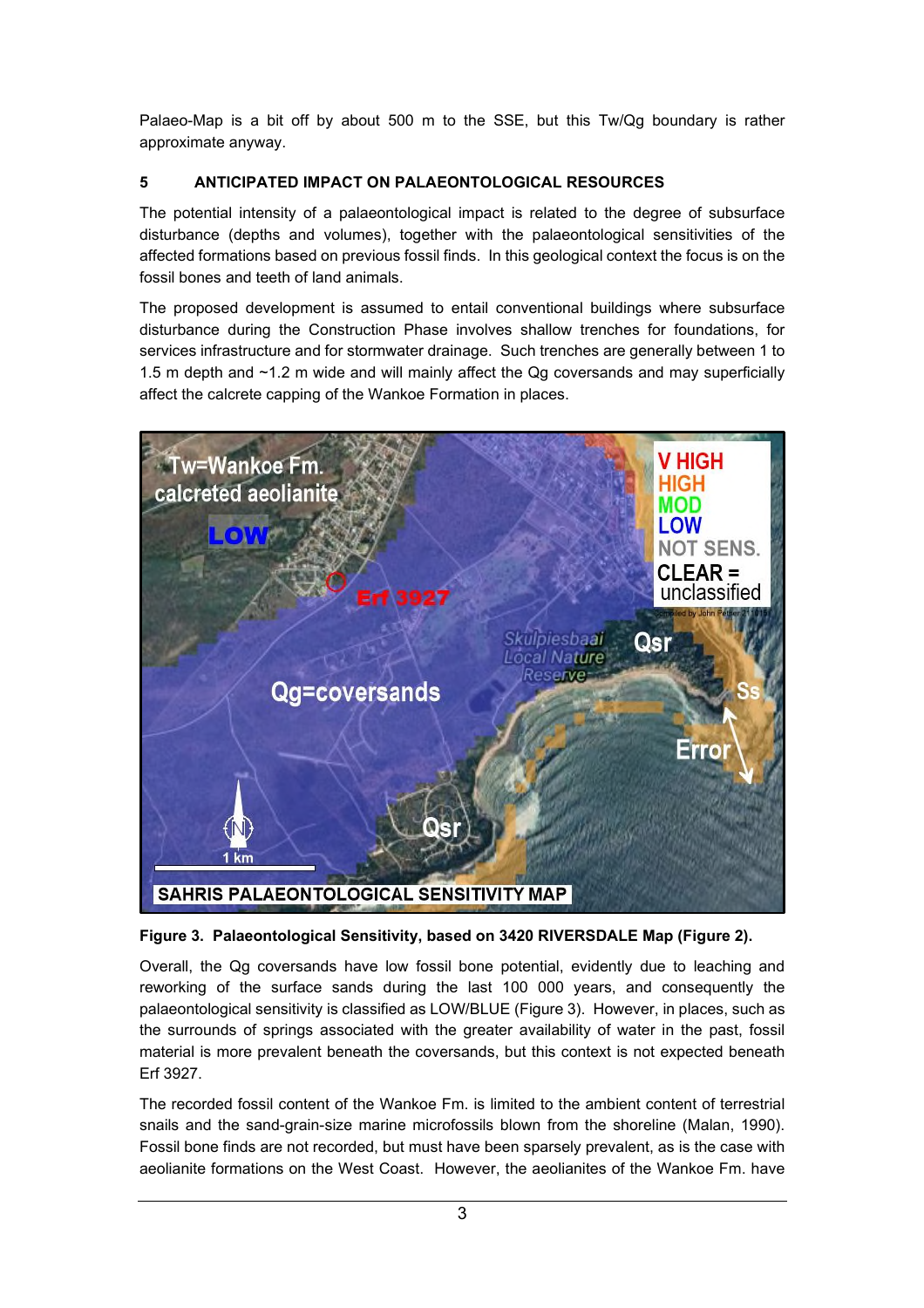Palaeo-Map is a bit off by about 500 m to the SSE, but this Tw/Qg boundary is rather approximate anyway.

## 5 ANTICIPATED IMPACT ON PALAEONTOLOGICAL RESOURCES

The potential intensity of a palaeontological impact is related to the degree of subsurface disturbance (depths and volumes), together with the palaeontological sensitivities of the affected formations based on previous fossil finds. In this geological context the focus is on the fossil bones and teeth of land animals.

The proposed development is assumed to entail conventional buildings where subsurface disturbance during the Construction Phase involves shallow trenches for foundations, for services infrastructure and for stormwater drainage. Such trenches are generally between 1 to 1.5 m depth and ~1.2 m wide and will mainly affect the Qg coversands and may superficially affect the calcrete capping of the Wankoe Formation in places.

**Figure 3. Palaeontological Sensitivity, based on 3420 RIVERSDALE Map (Figure 2).**

Overall, the Qg coversands have low fossil bone potential, evidently due to leaching and reworking of the surface sands during the last 100 000 years, and consequently the palaeontological sensitivity is classified as LOW/BLUE (Figure 3). However, in places, such as the surrounds of springs associated with the greater availability of water in the past, fossil material is more prevalent beneath the coversands, but this context is not expected beneath Erf 3927.

The recorded fossil content of the Wankoe Fm. is limited to the ambient content of terrestrial snails and the sand-grain-size marine microfossils blown from the shoreline (Malan, 1990). Fossil bone finds are not recorded, but must have been sparsely prevalent, as is the case with aeolianite formations on the West Coast. However, the aeolianites of the Wankoe Fm. have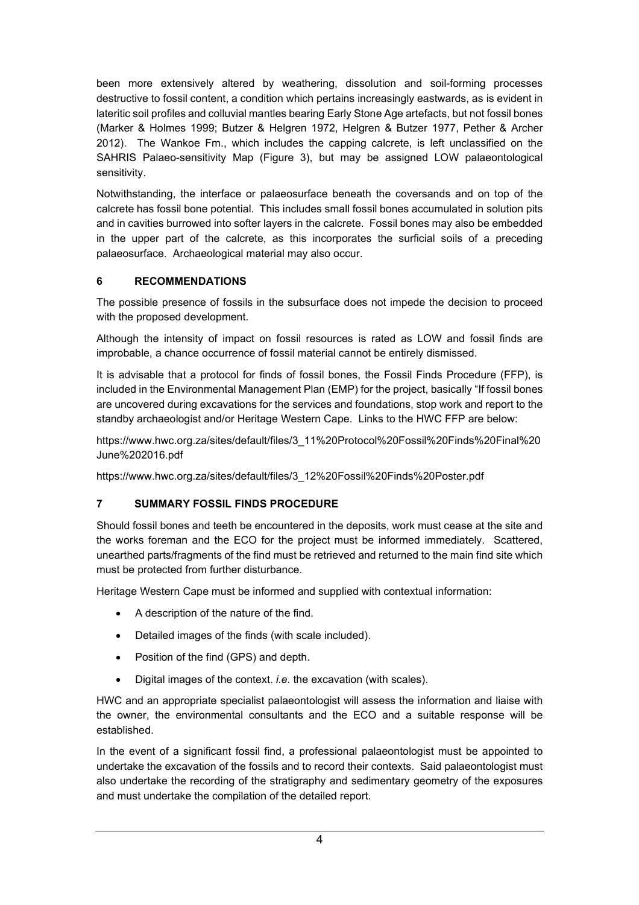been more extensively altered by weathering, dissolution and soil-forming processes destructive to fossil content, a condition which pertains increasingly eastwards, as is evident in lateritic soil profiles and colluvial mantles bearing Early Stone Age artefacts, but not fossil bones (Marker & Holmes 1999; Butzer & Helgren 1972, Helgren & Butzer 1977, Pether & Archer 2012). The Wankoe Fm., which includes the capping calcrete, is left unclassified on the SAHRIS Palaeo-sensitivity Map (Figure 3), but may be assigned LOW palaeontological sensitivity.

Notwithstanding, the interface or palaeosurface beneath the coversands and on top of the calcrete has fossil bone potential. This includes small fossil bones accumulated in solution pits and in cavities burrowed into softer layers in the calcrete. Fossil bones may also be embedded in the upper part of the calcrete, as this incorporates the surficial soils of a preceding palaeosurface. Archaeological material may also occur.

## 6 RECOMMENDATIONS

The possible presence of fossils in the subsurface does not impede the decision to proceed with the proposed development.

Although the intensity of impact on fossil resources is rated as LOW and fossil finds are improbable, a chance occurrence of fossil material cannot be entirely dismissed.

It is advisable that a protocol for finds of fossil bones, the Fossil Finds Procedure (FFP), is included in the Environmental Management Plan (EMP) for the project, basically "If fossil bones are uncovered during excavations for the services and foundations, stop work and report to the standby archaeologist and/or Heritage Western Cape. Links to the HWC FFP are below:

https://www.hwc.org.za/sites/default/files/3_11%20Protocol%20Fossil%20Finds%20Final%20June%202016.pdf

https://www.hwc.org.za/sites/default/files/3_12%20Fossil%20Finds%20Poster.pdf

## 7 SUMMARY FOSSIL FINDS PROCEDURE

Should fossil bones and teeth be encountered in the deposits, work must cease at the site and the works foreman and the ECO for the project must be informed immediately. Scattered, unearthed parts/fragments of the find must be retrieved and returned to the main find site which must be protected from further disturbance.

Heritage Western Cape must be informed and supplied with contextual information:

- A description of the nature of the find.
- Detailed images of the finds (with scale included).
- Position of the find (GPS) and depth.
- Digital images of the context. *i.e*. the excavation (with scales).

HWC and an appropriate specialist palaeontologist will assess the information and liaise with the owner, the environmental consultants and the ECO and a suitable response will be established.

In the event of a significant fossil find, a professional palaeontologist must be appointed to undertake the excavation of the fossils and to record their contexts. Said palaeontologist must also undertake the recording of the stratigraphy and sedimentary geometry of the exposures and must undertake the compilation of the detailed report.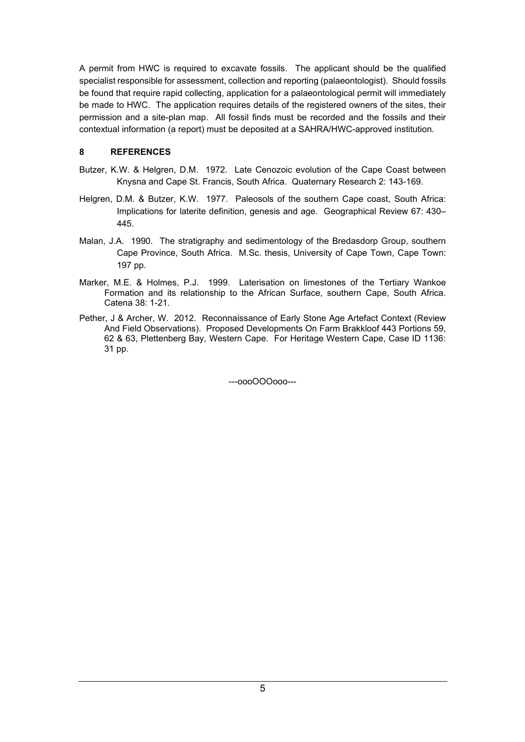A permit from HWC is required to excavate fossils. The applicant should be the qualified specialist responsible for assessment, collection and reporting (palaeontologist). Should fossils be found that require rapid collecting, application for a palaeontological permit will immediately be made to HWC. The application requires details of the registered owners of the sites, their permission and a site-plan map. All fossil finds must be recorded and the fossils and their contextual information (a report) must be deposited at a SAHRA/HWC-approved institution.

## 8 REFERENCES

Butzer, K.W. & Helgren, D.M. 1972. Late Cenozoic evolution of the Cape Coast between Knysna and Cape St. Francis, South Africa. Quaternary Research 2: 143-169.

Helgren, D.M. & Butzer, K.W. 1977. Paleosols of the southern Cape coast, South Africa: Implications for laterite definition, genesis and age. Geographical Review 67: 430–445.

Malan, J.A. 1990. The stratigraphy and sedimentology of the Bredasdorp Group, southern Cape Province, South Africa. M.Sc. thesis, University of Cape Town, Cape Town: 197 pp.

Marker, M.E. & Holmes, P.J. 1999. Laterisation on limestones of the Tertiary Wankoe Formation and its relationship to the African Surface, southern Cape, South Africa. Catena 38: 1-21.

Pether, J & Archer, W. 2012. Reconnaissance of Early Stone Age Artefact Context (Review And Field Observations). Proposed Developments On Farm Brakkloof 443 Portions 59, 62 & 63, Plettenberg Bay, Western Cape. For Heritage Western Cape, Case ID 1136: 31 pp.

---oooOOOooo---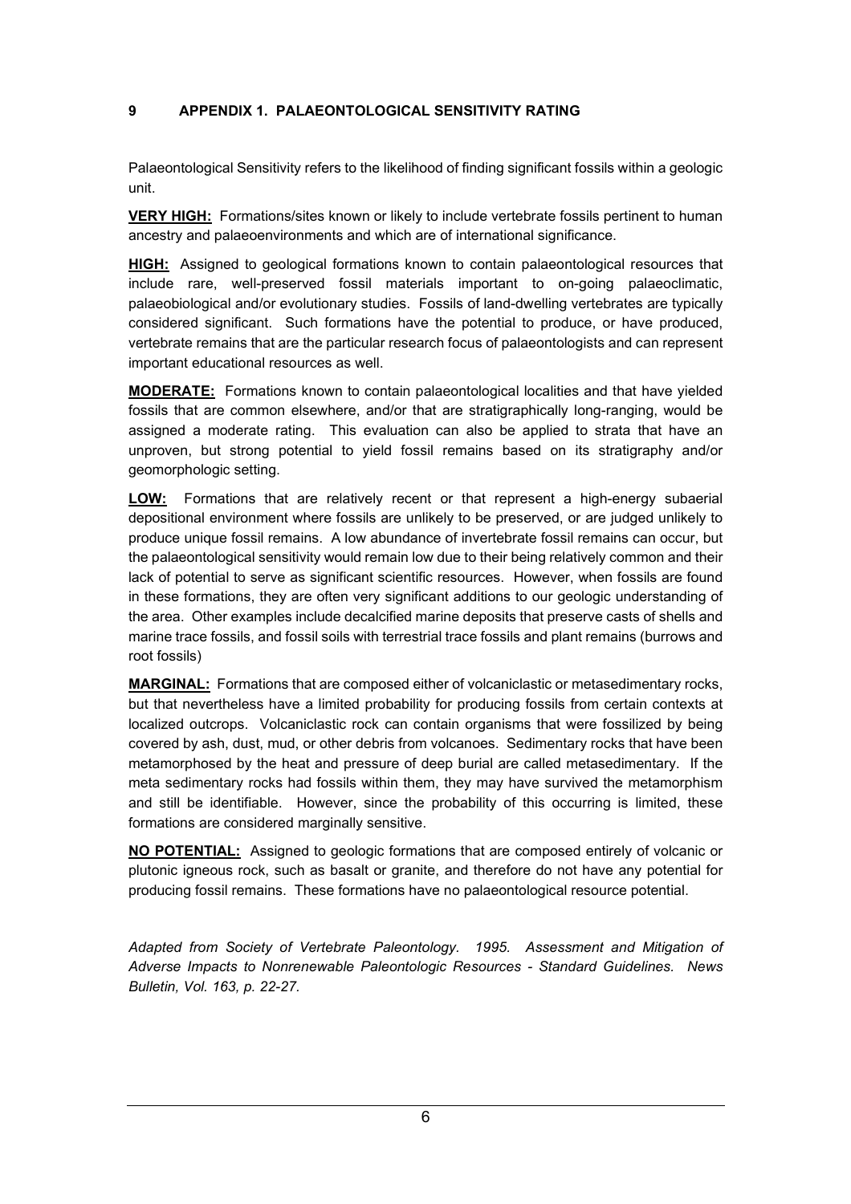# 9 APPENDIX 1. PALAEONTOLOGICAL SENSITIVITY RATING

Palaeontological Sensitivity refers to the likelihood of finding significant fossils within a geologic unit.

**VERY HIGH:** Formations/sites known or likely to include vertebrate fossils pertinent to human ancestry and palaeoenvironments and which are of international significance.

**HIGH:** Assigned to geological formations known to contain palaeontological resources that include rare, well-preserved fossil materials important to on-going palaeoclimatic, palaeobiological and/or evolutionary studies. Fossils of land-dwelling vertebrates are typically considered significant. Such formations have the potential to produce, or have produced, vertebrate remains that are the particular research focus of palaeontologists and can represent important educational resources as well.

**MODERATE:** Formations known to contain palaeontological localities and that have yielded fossils that are common elsewhere, and/or that are stratigraphically long-ranging, would be assigned a moderate rating. This evaluation can also be applied to strata that have an unproven, but strong potential to yield fossil remains based on its stratigraphy and/or geomorphologic setting.

**LOW:** Formations that are relatively recent or that represent a high-energy subaerial depositional environment where fossils are unlikely to be preserved, or are judged unlikely to produce unique fossil remains. A low abundance of invertebrate fossil remains can occur, but the palaeontological sensitivity would remain low due to their being relatively common and their lack of potential to serve as significant scientific resources. However, when fossils are found in these formations, they are often very significant additions to our geologic understanding of the area. Other examples include decalcified marine deposits that preserve casts of shells and marine trace fossils, and fossil soils with terrestrial trace fossils and plant remains (burrows and root fossils)

**MARGINAL:** Formations that are composed either of volcaniclastic or metasedimentary rocks, but that nevertheless have a limited probability for producing fossils from certain contexts at localized outcrops. Volcaniclastic rock can contain organisms that were fossilized by being covered by ash, dust, mud, or other debris from volcanoes. Sedimentary rocks that have been metamorphosed by the heat and pressure of deep burial are called metasedimentary. If the meta sedimentary rocks had fossils within them, they may have survived the metamorphism and still be identifiable. However, since the probability of this occurring is limited, these formations are considered marginally sensitive.

**NO POTENTIAL:** Assigned to geologic formations that are composed entirely of volcanic or plutonic igneous rock, such as basalt or granite, and therefore do not have any potential for producing fossil remains. These formations have no palaeontological resource potential.

*Adapted from Society of Vertebrate Paleontology. 1995. Assessment and Mitigation of Adverse Impacts to Nonrenewable Paleontologic Resources - Standard Guidelines. News Bulletin, Vol. 163, p. 22-27.*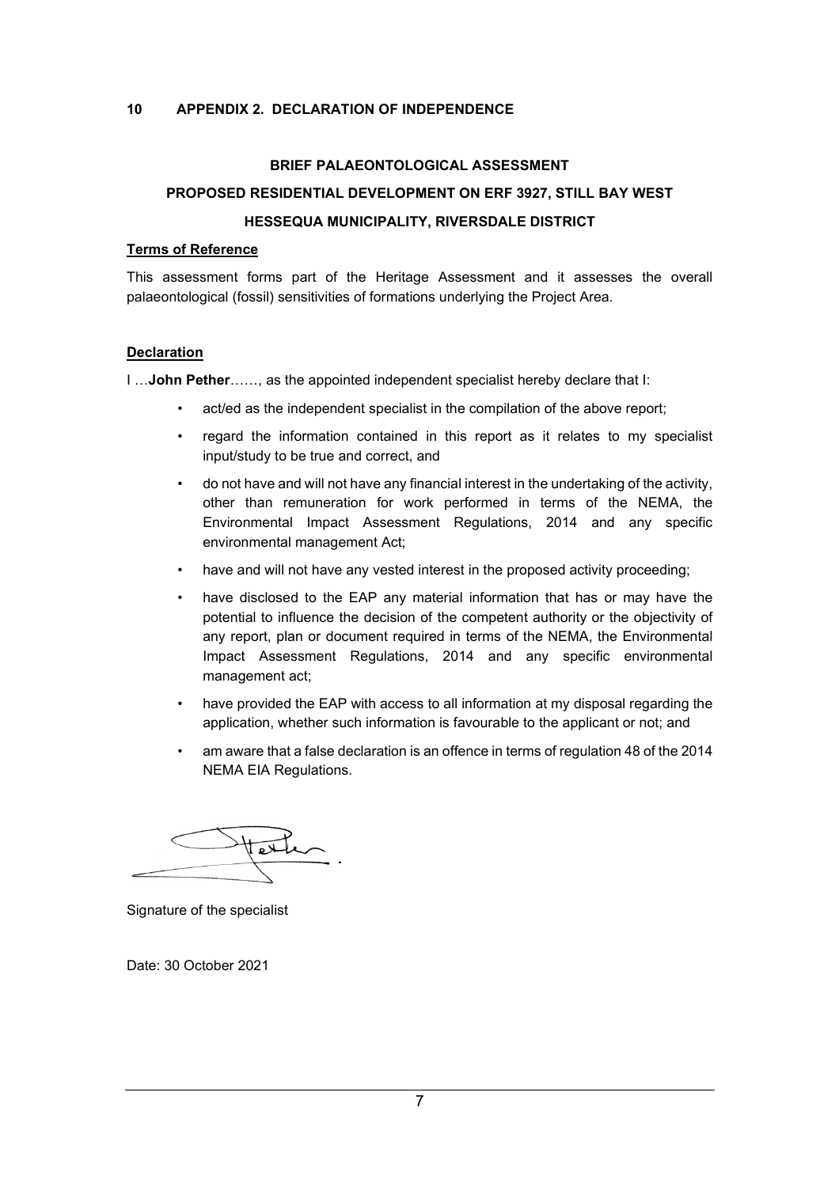# 10 APPENDIX 2. DECLARATION OF INDEPENDENCE

**BRIEF PALAEONTOLOGICAL ASSESSMENT**

**PROPOSED RESIDENTIAL DEVELOPMENT ON ERF 3927, STILL BAY WEST**

**HESSEQUA MUNICIPALITY, RIVERSDALE DISTRICT**

**Terms of Reference**

This assessment forms part of the Heritage Assessment and it assesses the overall palaeontological (fossil) sensitivities of formations underlying the Project Area.

**Declaration**

I …**John Pether**……, as the appointed independent specialist hereby declare that I:

- act/ed as the independent specialist in the compilation of the above report;
- regard the information contained in this report as it relates to my specialist input/study to be true and correct, and
- do not have and will not have any financial interest in the undertaking of the activity, other than remuneration for work performed in terms of the NEMA, the Environmental Impact Assessment Regulations, 2014 and any specific environmental management Act;
- have and will not have any vested interest in the proposed activity proceeding;
- have disclosed to the EAP any material information that has or may have the potential to influence the decision of the competent authority or the objectivity of any report, plan or document required in terms of the NEMA, the Environmental Impact Assessment Regulations, 2014 and any specific environmental management act;
- have provided the EAP with access to all information at my disposal regarding the application, whether such information is favourable to the applicant or not; and
- am aware that a false declaration is an offence in terms of regulation 48 of the 2014 NEMA EIA Regulations.

Signature of the specialist

Date: 30 October 2021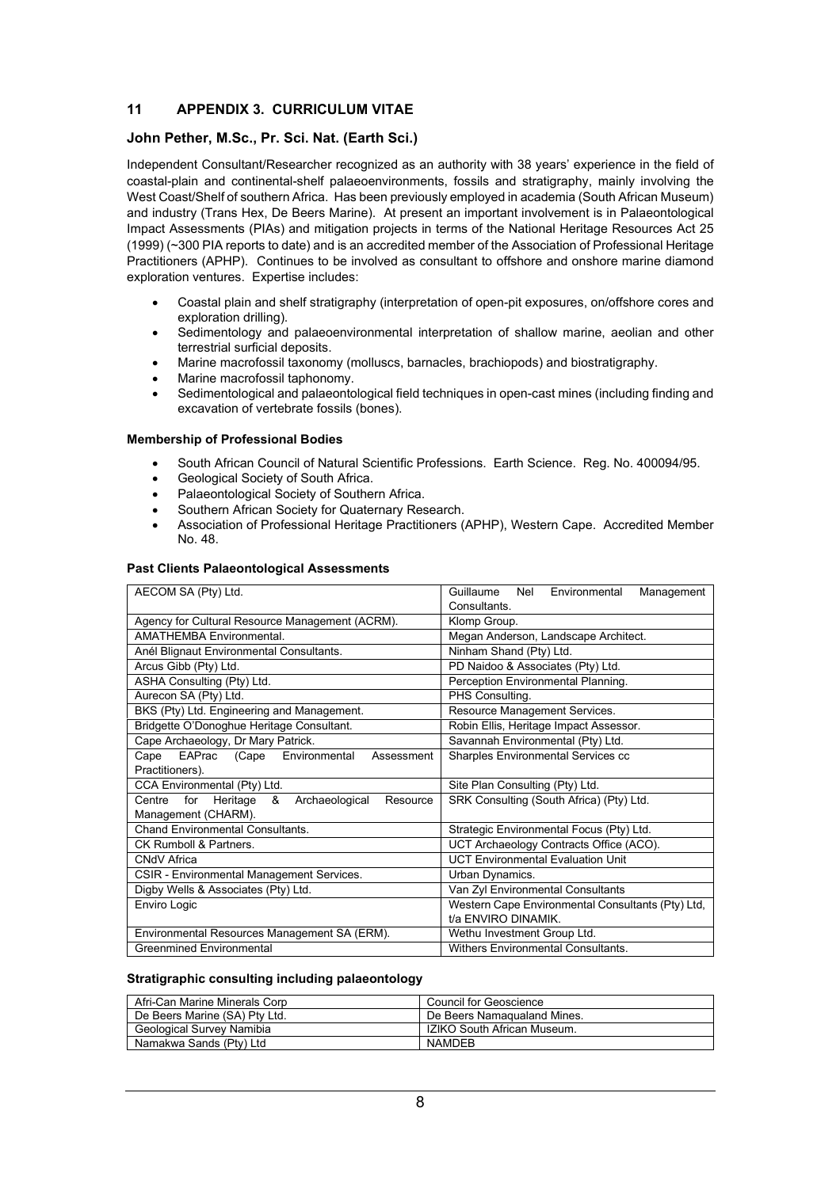## 11 APPENDIX 3. CURRICULUM VITAE

### John Pether, M.Sc., Pr. Sci. Nat. (Earth Sci.)

Independent Consultant/Researcher recognized as an authority with 38 years' experience in the field of coastal-plain and continental-shelf palaeoenvironments, fossils and stratigraphy, mainly involving the West Coast/Shelf of southern Africa. Has been previously employed in academia (South African Museum) and industry (Trans Hex, De Beers Marine). At present an important involvement is in Palaeontological Impact Assessments (PIAs) and mitigation projects in terms of the National Heritage Resources Act 25 (1999) (~300 PIA reports to date) and is an accredited member of the Association of Professional Heritage Practitioners (APHP). Continues to be involved as consultant to offshore and onshore marine diamond exploration ventures. Expertise includes:

- Coastal plain and shelf stratigraphy (interpretation of open-pit exposures, on/offshore cores and exploration drilling).
- Sedimentology and palaeoenvironmental interpretation of shallow marine, aeolian and other terrestrial surficial deposits.
- Marine macrofossil taxonomy (molluscs, barnacles, brachiopods) and biostratigraphy.
- Marine macrofossil taphonomy.
- Sedimentological and palaeontological field techniques in open-cast mines (including finding and excavation of vertebrate fossils (bones).

**Membership of Professional Bodies**

- South African Council of Natural Scientific Professions. Earth Science. Reg. No. 400094/95.
- Geological Society of South Africa.
- Palaeontological Society of Southern Africa.
- Southern African Society for Quaternary Research.
- Association of Professional Heritage Practitioners (APHP), Western Cape. Accredited Member No. 48.

**Past Clients Palaeontological Assessments**

| | |
|---|---|
| AECOM SA (Pty) Ltd. | Guillaume Nel Environmental Management Consultants. |
| Agency for Cultural Resource Management (ACRM). | Klomp Group. |
| AMATHEMBA Environmental. | Megan Anderson, Landscape Architect. |
| Anél Blignaut Environmental Consultants. | Ninham Shand (Pty) Ltd. |
| Arcus Gibb (Pty) Ltd. | PD Naidoo & Associates (Pty) Ltd. |
| ASHA Consulting (Pty) Ltd. | Perception Environmental Planning. |
| Aurecon SA (Pty) Ltd. | PHS Consulting. |
| BKS (Pty) Ltd. Engineering and Management. | Resource Management Services. |
| Bridgette O'Donoghue Heritage Consultant. | Robin Ellis, Heritage Impact Assessor. |
| Cape Archaeology, Dr Mary Patrick. | Savannah Environmental (Pty) Ltd. |
| Cape EAPrac (Cape Environmental Assessment Practitioners). | Sharples Environmental Services cc |
| CCA Environmental (Pty) Ltd. | Site Plan Consulting (Pty) Ltd. |
| Centre for Heritage & Archaeological Resource Management (CHARM). | SRK Consulting (South Africa) (Pty) Ltd. |
| Chand Environmental Consultants. | Strategic Environmental Focus (Pty) Ltd. |
| CK Rumboll & Partners. | UCT Archaeology Contracts Office (ACO). |
| CNdV Africa | UCT Environmental Evaluation Unit |
| CSIR - Environmental Management Services. | Urban Dynamics. |
| Digby Wells & Associates (Pty) Ltd. | Van Zyl Environmental Consultants |
| Enviro Logic | Western Cape Environmental Consultants (Pty) Ltd, t/a ENVIRO DINAMIK. |
| Environmental Resources Management SA (ERM). | Wethu Investment Group Ltd. |
| Greenmined Environmental | Withers Environmental Consultants. |

**Stratigraphic consulting including palaeontology**

| | |
|---|---|
| Afri-Can Marine Minerals Corp | Council for Geoscience |
| De Beers Marine (SA) Pty Ltd. | De Beers Namaqualand Mines. |
| Geological Survey Namibia | IZIKO South African Museum. |
| Namakwa Sands (Pty) Ltd | NAMDEB |